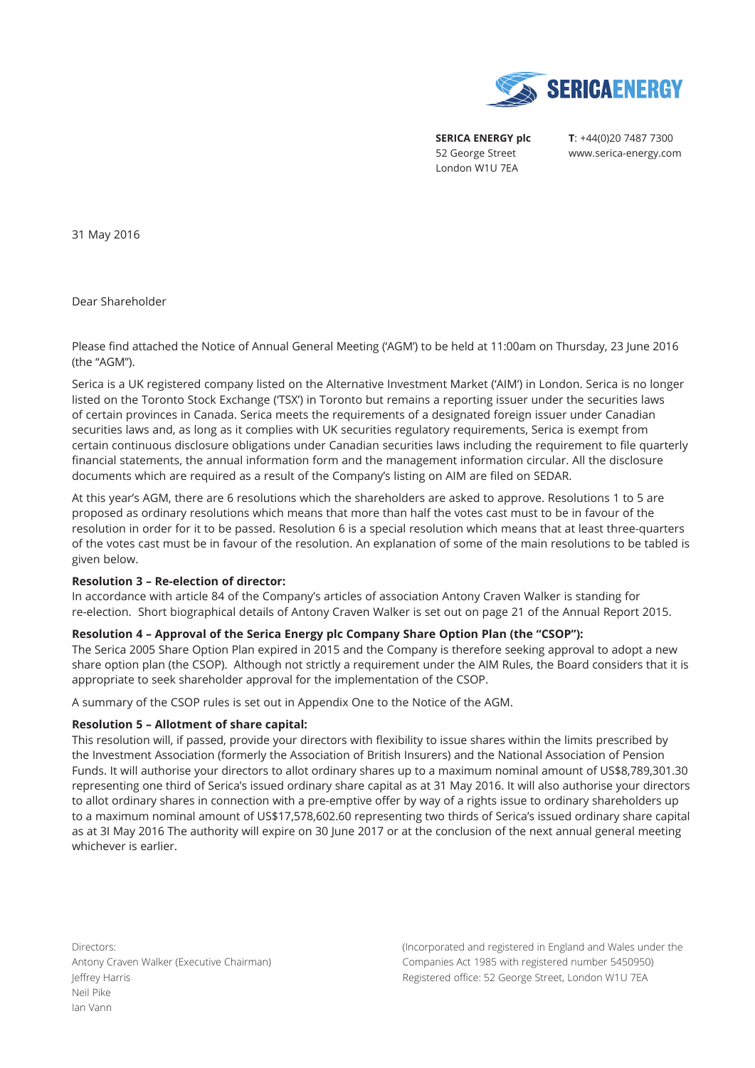**SERICA ENERGY plc**
52 George Street
London W1U 7EA

**T**: +44(0)20 7487 7300
www.serica-energy.com

31 May 2016

Dear Shareholder

Please find attached the Notice of Annual General Meeting ('AGM') to be held at 11:00am on Thursday, 23 June 2016 (the "AGM").

Serica is a UK registered company listed on the Alternative Investment Market ('AIM') in London. Serica is no longer listed on the Toronto Stock Exchange ('TSX') in Toronto but remains a reporting issuer under the securities laws of certain provinces in Canada. Serica meets the requirements of a designated foreign issuer under Canadian securities laws and, as long as it complies with UK securities regulatory requirements, Serica is exempt from certain continuous disclosure obligations under Canadian securities laws including the requirement to file quarterly financial statements, the annual information form and the management information circular. All the disclosure documents which are required as a result of the Company's listing on AIM are filed on SEDAR.

At this year's AGM, there are 6 resolutions which the shareholders are asked to approve. Resolutions 1 to 5 are proposed as ordinary resolutions which means that more than half the votes cast must to be in favour of the resolution in order for it to be passed. Resolution 6 is a special resolution which means that at least three-quarters of the votes cast must be in favour of the resolution. An explanation of some of the main resolutions to be tabled is given below.

**Resolution 3 – Re-election of director:**
In accordance with article 84 of the Company's articles of association Antony Craven Walker is standing for re-election. Short biographical details of Antony Craven Walker is set out on page 21 of the Annual Report 2015.

**Resolution 4 – Approval of the Serica Energy plc Company Share Option Plan (the "CSOP"):**
The Serica 2005 Share Option Plan expired in 2015 and the Company is therefore seeking approval to adopt a new share option plan (the CSOP). Although not strictly a requirement under the AIM Rules, the Board considers that it is appropriate to seek shareholder approval for the implementation of the CSOP.

A summary of the CSOP rules is set out in Appendix One to the Notice of the AGM.

**Resolution 5 – Allotment of share capital:**
This resolution will, if passed, provide your directors with flexibility to issue shares within the limits prescribed by the Investment Association (formerly the Association of British Insurers) and the National Association of Pension Funds. It will authorise your directors to allot ordinary shares up to a maximum nominal amount of US$8,789,301.30 representing one third of Serica's issued ordinary share capital as at 31 May 2016. It will also authorise your directors to allot ordinary shares in connection with a pre-emptive offer by way of a rights issue to ordinary shareholders up to a maximum nominal amount of US$17,578,602.60 representing two thirds of Serica's issued ordinary share capital as at 3I May 2016 The authority will expire on 30 June 2017 or at the conclusion of the next annual general meeting whichever is earlier.

Directors:
Antony Craven Walker (Executive Chairman)
Jeffrey Harris
Neil Pike
Ian Vann

(Incorporated and registered in England and Wales under the Companies Act 1985 with registered number 5450950)
Registered office: 52 George Street, London W1U 7EA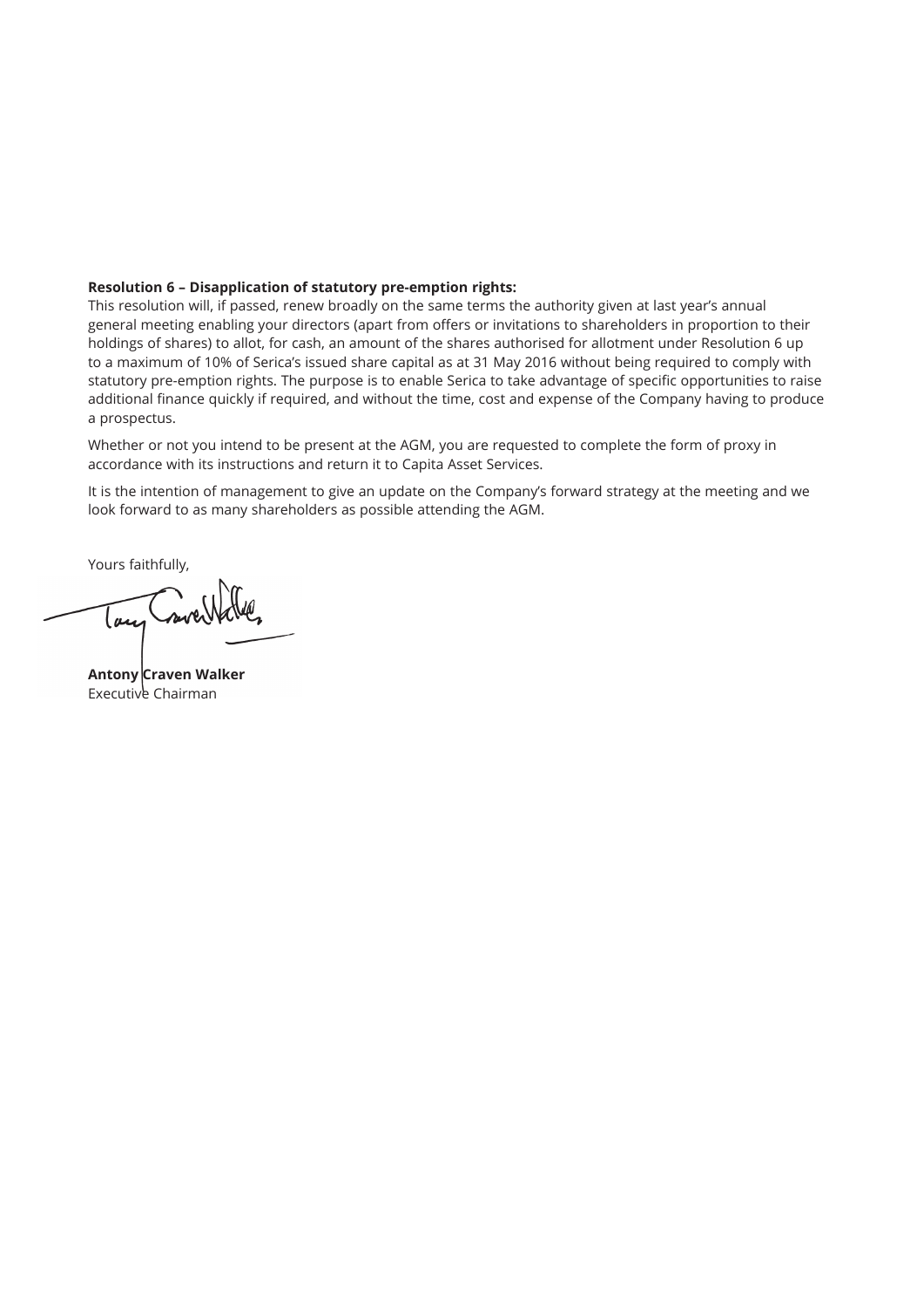**Resolution 6 – Disapplication of statutory pre-emption rights:**
This resolution will, if passed, renew broadly on the same terms the authority given at last year's annual general meeting enabling your directors (apart from offers or invitations to shareholders in proportion to their holdings of shares) to allot, for cash, an amount of the shares authorised for allotment under Resolution 6 up to a maximum of 10% of Serica's issued share capital as at 31 May 2016 without being required to comply with statutory pre-emption rights. The purpose is to enable Serica to take advantage of specific opportunities to raise additional finance quickly if required, and without the time, cost and expense of the Company having to produce a prospectus.

Whether or not you intend to be present at the AGM, you are requested to complete the form of proxy in accordance with its instructions and return it to Capita Asset Services.

It is the intention of management to give an update on the Company's forward strategy at the meeting and we look forward to as many shareholders as possible attending the AGM.

Yours faithfully,

**Antony Craven Walker**
Executive Chairman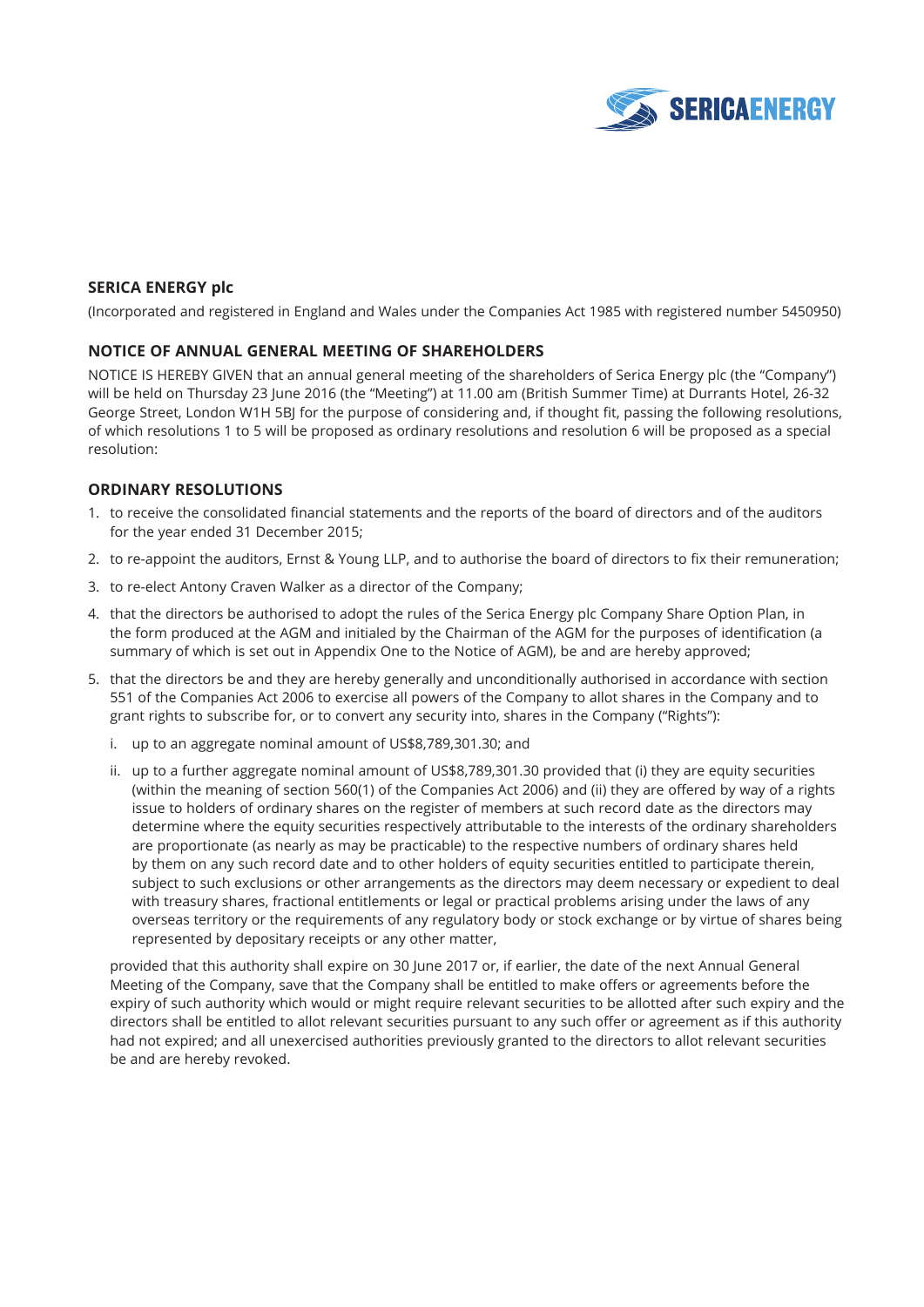**SERICA ENERGY plc**

(Incorporated and registered in England and Wales under the Companies Act 1985 with registered number 5450950)

**NOTICE OF ANNUAL GENERAL MEETING OF SHAREHOLDERS**

NOTICE IS HEREBY GIVEN that an annual general meeting of the shareholders of Serica Energy plc (the "Company") will be held on Thursday 23 June 2016 (the "Meeting") at 11.00 am (British Summer Time) at Durrants Hotel, 26-32 George Street, London W1H 5BJ for the purpose of considering and, if thought fit, passing the following resolutions, of which resolutions 1 to 5 will be proposed as ordinary resolutions and resolution 6 will be proposed as a special resolution:

**ORDINARY RESOLUTIONS**

1. to receive the consolidated financial statements and the reports of the board of directors and of the auditors for the year ended 31 December 2015;
2. to re-appoint the auditors, Ernst & Young LLP, and to authorise the board of directors to fix their remuneration;
3. to re-elect Antony Craven Walker as a director of the Company;
4. that the directors be authorised to adopt the rules of the Serica Energy plc Company Share Option Plan, in the form produced at the AGM and initialed by the Chairman of the AGM for the purposes of identification (a summary of which is set out in Appendix One to the Notice of AGM), be and are hereby approved;
5. that the directors be and they are hereby generally and unconditionally authorised in accordance with section 551 of the Companies Act 2006 to exercise all powers of the Company to allot shares in the Company and to grant rights to subscribe for, or to convert any security into, shares in the Company ("Rights"):
   i. up to an aggregate nominal amount of US$8,789,301.30; and
   ii. up to a further aggregate nominal amount of US$8,789,301.30 provided that (i) they are equity securities (within the meaning of section 560(1) of the Companies Act 2006) and (ii) they are offered by way of a rights issue to holders of ordinary shares on the register of members at such record date as the directors may determine where the equity securities respectively attributable to the interests of the ordinary shareholders are proportionate (as nearly as may be practicable) to the respective numbers of ordinary shares held by them on any such record date and to other holders of equity securities entitled to participate therein, subject to such exclusions or other arrangements as the directors may deem necessary or expedient to deal with treasury shares, fractional entitlements or legal or practical problems arising under the laws of any overseas territory or the requirements of any regulatory body or stock exchange or by virtue of shares being represented by depositary receipts or any other matter,

   provided that this authority shall expire on 30 June 2017 or, if earlier, the date of the next Annual General Meeting of the Company, save that the Company shall be entitled to make offers or agreements before the expiry of such authority which would or might require relevant securities to be allotted after such expiry and the directors shall be entitled to allot relevant securities pursuant to any such offer or agreement as if this authority had not expired; and all unexercised authorities previously granted to the directors to allot relevant securities be and are hereby revoked.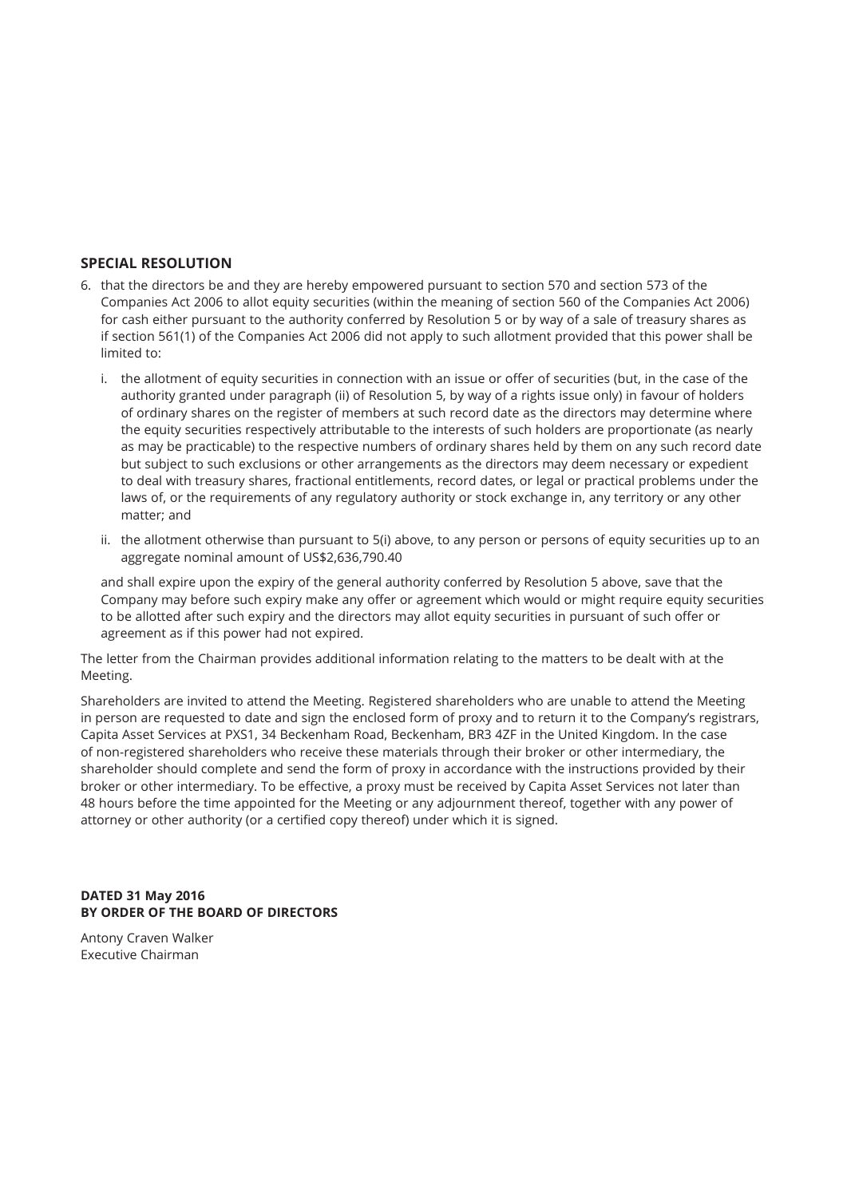## SPECIAL RESOLUTION

6. that the directors be and they are hereby empowered pursuant to section 570 and section 573 of the Companies Act 2006 to allot equity securities (within the meaning of section 560 of the Companies Act 2006) for cash either pursuant to the authority conferred by Resolution 5 or by way of a sale of treasury shares as if section 561(1) of the Companies Act 2006 did not apply to such allotment provided that this power shall be limited to:

   i. the allotment of equity securities in connection with an issue or offer of securities (but, in the case of the authority granted under paragraph (ii) of Resolution 5, by way of a rights issue only) in favour of holders of ordinary shares on the register of members at such record date as the directors may determine where the equity securities respectively attributable to the interests of such holders are proportionate (as nearly as may be practicable) to the respective numbers of ordinary shares held by them on any such record date but subject to such exclusions or other arrangements as the directors may deem necessary or expedient to deal with treasury shares, fractional entitlements, record dates, or legal or practical problems under the laws of, or the requirements of any regulatory authority or stock exchange in, any territory or any other matter; and

   ii. the allotment otherwise than pursuant to 5(i) above, to any person or persons of equity securities up to an aggregate nominal amount of US$2,636,790.40

   and shall expire upon the expiry of the general authority conferred by Resolution 5 above, save that the Company may before such expiry make any offer or agreement which would or might require equity securities to be allotted after such expiry and the directors may allot equity securities in pursuant of such offer or agreement as if this power had not expired.

The letter from the Chairman provides additional information relating to the matters to be dealt with at the Meeting.

Shareholders are invited to attend the Meeting. Registered shareholders who are unable to attend the Meeting in person are requested to date and sign the enclosed form of proxy and to return it to the Company's registrars, Capita Asset Services at PXS1, 34 Beckenham Road, Beckenham, BR3 4ZF in the United Kingdom. In the case of non-registered shareholders who receive these materials through their broker or other intermediary, the shareholder should complete and send the form of proxy in accordance with the instructions provided by their broker or other intermediary. To be effective, a proxy must be received by Capita Asset Services not later than 48 hours before the time appointed for the Meeting or any adjournment thereof, together with any power of attorney or other authority (or a certified copy thereof) under which it is signed.

**DATED 31 May 2016**
**BY ORDER OF THE BOARD OF DIRECTORS**

Antony Craven Walker
Executive Chairman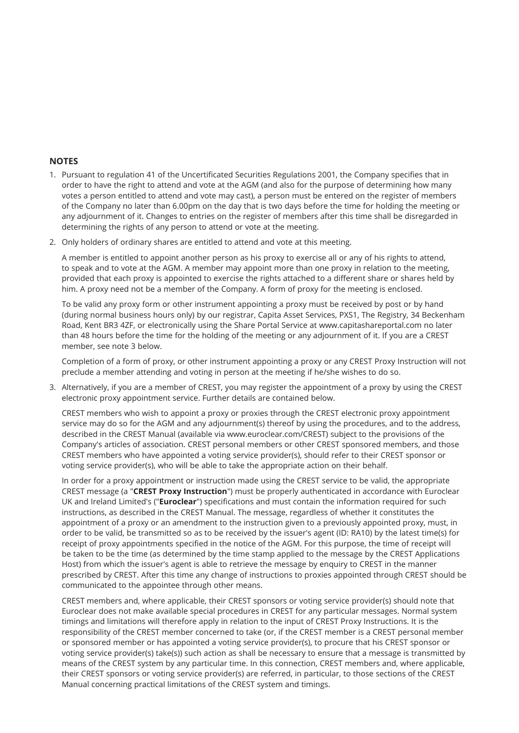## NOTES

1. Pursuant to regulation 41 of the Uncertificated Securities Regulations 2001, the Company specifies that in order to have the right to attend and vote at the AGM (and also for the purpose of determining how many votes a person entitled to attend and vote may cast), a person must be entered on the register of members of the Company no later than 6.00pm on the day that is two days before the time for holding the meeting or any adjournment of it. Changes to entries on the register of members after this time shall be disregarded in determining the rights of any person to attend or vote at the meeting.

2. Only holders of ordinary shares are entitled to attend and vote at this meeting.

   A member is entitled to appoint another person as his proxy to exercise all or any of his rights to attend, to speak and to vote at the AGM. A member may appoint more than one proxy in relation to the meeting, provided that each proxy is appointed to exercise the rights attached to a different share or shares held by him. A proxy need not be a member of the Company. A form of proxy for the meeting is enclosed.

   To be valid any proxy form or other instrument appointing a proxy must be received by post or by hand (during normal business hours only) by our registrar, Capita Asset Services, PXS1, The Registry, 34 Beckenham Road, Kent BR3 4ZF, or electronically using the Share Portal Service at www.capitashareportal.com no later than 48 hours before the time for the holding of the meeting or any adjournment of it. If you are a CREST member, see note 3 below.

   Completion of a form of proxy, or other instrument appointing a proxy or any CREST Proxy Instruction will not preclude a member attending and voting in person at the meeting if he/she wishes to do so.

3. Alternatively, if you are a member of CREST, you may register the appointment of a proxy by using the CREST electronic proxy appointment service. Further details are contained below.

   CREST members who wish to appoint a proxy or proxies through the CREST electronic proxy appointment service may do so for the AGM and any adjournment(s) thereof by using the procedures, and to the address, described in the CREST Manual (available via www.euroclear.com/CREST) subject to the provisions of the Company's articles of association. CREST personal members or other CREST sponsored members, and those CREST members who have appointed a voting service provider(s), should refer to their CREST sponsor or voting service provider(s), who will be able to take the appropriate action on their behalf.

   In order for a proxy appointment or instruction made using the CREST service to be valid, the appropriate CREST message (a "**CREST Proxy Instruction**") must be properly authenticated in accordance with Euroclear UK and Ireland Limited's ("**Euroclear**") specifications and must contain the information required for such instructions, as described in the CREST Manual. The message, regardless of whether it constitutes the appointment of a proxy or an amendment to the instruction given to a previously appointed proxy, must, in order to be valid, be transmitted so as to be received by the issuer's agent (ID: RA10) by the latest time(s) for receipt of proxy appointments specified in the notice of the AGM. For this purpose, the time of receipt will be taken to be the time (as determined by the time stamp applied to the message by the CREST Applications Host) from which the issuer's agent is able to retrieve the message by enquiry to CREST in the manner prescribed by CREST. After this time any change of instructions to proxies appointed through CREST should be communicated to the appointee through other means.

   CREST members and, where applicable, their CREST sponsors or voting service provider(s) should note that Euroclear does not make available special procedures in CREST for any particular messages. Normal system timings and limitations will therefore apply in relation to the input of CREST Proxy Instructions. It is the responsibility of the CREST member concerned to take (or, if the CREST member is a CREST personal member or sponsored member or has appointed a voting service provider(s), to procure that his CREST sponsor or voting service provider(s) take(s)) such action as shall be necessary to ensure that a message is transmitted by means of the CREST system by any particular time. In this connection, CREST members and, where applicable, their CREST sponsors or voting service provider(s) are referred, in particular, to those sections of the CREST Manual concerning practical limitations of the CREST system and timings.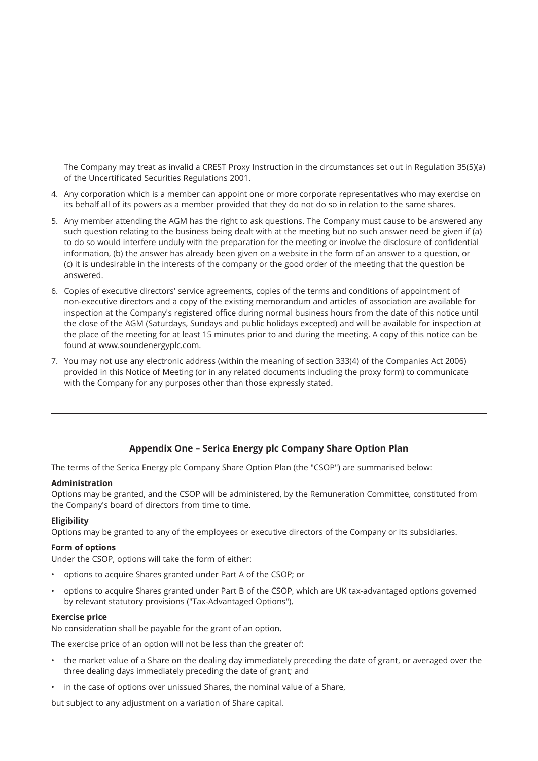The Company may treat as invalid a CREST Proxy Instruction in the circumstances set out in Regulation 35(5)(a) of the Uncertificated Securities Regulations 2001.

4. Any corporation which is a member can appoint one or more corporate representatives who may exercise on its behalf all of its powers as a member provided that they do not do so in relation to the same shares.
5. Any member attending the AGM has the right to ask questions. The Company must cause to be answered any such question relating to the business being dealt with at the meeting but no such answer need be given if (a) to do so would interfere unduly with the preparation for the meeting or involve the disclosure of confidential information, (b) the answer has already been given on a website in the form of an answer to a question, or (c) it is undesirable in the interests of the company or the good order of the meeting that the question be answered.
6. Copies of executive directors' service agreements, copies of the terms and conditions of appointment of non-executive directors and a copy of the existing memorandum and articles of association are available for inspection at the Company's registered office during normal business hours from the date of this notice until the close of the AGM (Saturdays, Sundays and public holidays excepted) and will be available for inspection at the place of the meeting for at least 15 minutes prior to and during the meeting. A copy of this notice can be found at www.soundenergyplc.com.
7. You may not use any electronic address (within the meaning of section 333(4) of the Companies Act 2006) provided in this Notice of Meeting (or in any related documents including the proxy form) to communicate with the Company for any purposes other than those expressly stated.

---

## Appendix One – Serica Energy plc Company Share Option Plan

The terms of the Serica Energy plc Company Share Option Plan (the "CSOP") are summarised below:

**Administration**
Options may be granted, and the CSOP will be administered, by the Remuneration Committee, constituted from the Company's board of directors from time to time.

**Eligibility**
Options may be granted to any of the employees or executive directors of the Company or its subsidiaries.

**Form of options**
Under the CSOP, options will take the form of either:

- options to acquire Shares granted under Part A of the CSOP; or
- options to acquire Shares granted under Part B of the CSOP, which are UK tax-advantaged options governed by relevant statutory provisions ("Tax-Advantaged Options").

**Exercise price**
No consideration shall be payable for the grant of an option.

The exercise price of an option will not be less than the greater of:

- the market value of a Share on the dealing day immediately preceding the date of grant, or averaged over the three dealing days immediately preceding the date of grant; and
- in the case of options over unissued Shares, the nominal value of a Share,

but subject to any adjustment on a variation of Share capital.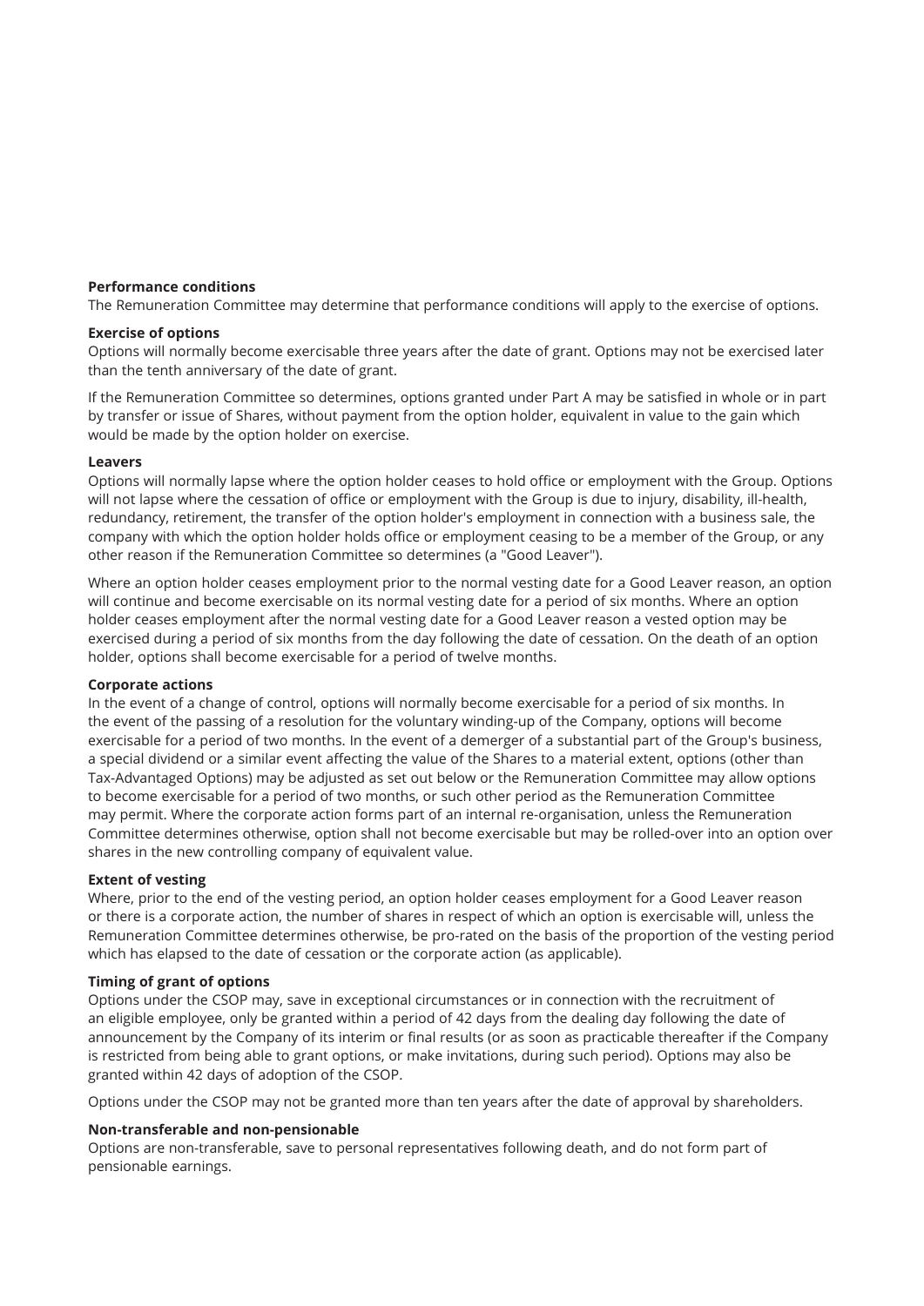**Performance conditions**

The Remuneration Committee may determine that performance conditions will apply to the exercise of options.

**Exercise of options**

Options will normally become exercisable three years after the date of grant. Options may not be exercised later than the tenth anniversary of the date of grant.

If the Remuneration Committee so determines, options granted under Part A may be satisfied in whole or in part by transfer or issue of Shares, without payment from the option holder, equivalent in value to the gain which would be made by the option holder on exercise.

**Leavers**

Options will normally lapse where the option holder ceases to hold office or employment with the Group. Options will not lapse where the cessation of office or employment with the Group is due to injury, disability, ill-health, redundancy, retirement, the transfer of the option holder's employment in connection with a business sale, the company with which the option holder holds office or employment ceasing to be a member of the Group, or any other reason if the Remuneration Committee so determines (a "Good Leaver").

Where an option holder ceases employment prior to the normal vesting date for a Good Leaver reason, an option will continue and become exercisable on its normal vesting date for a period of six months. Where an option holder ceases employment after the normal vesting date for a Good Leaver reason a vested option may be exercised during a period of six months from the day following the date of cessation. On the death of an option holder, options shall become exercisable for a period of twelve months.

**Corporate actions**

In the event of a change of control, options will normally become exercisable for a period of six months. In the event of the passing of a resolution for the voluntary winding-up of the Company, options will become exercisable for a period of two months. In the event of a demerger of a substantial part of the Group's business, a special dividend or a similar event affecting the value of the Shares to a material extent, options (other than Tax-Advantaged Options) may be adjusted as set out below or the Remuneration Committee may allow options to become exercisable for a period of two months, or such other period as the Remuneration Committee may permit. Where the corporate action forms part of an internal re-organisation, unless the Remuneration Committee determines otherwise, option shall not become exercisable but may be rolled-over into an option over shares in the new controlling company of equivalent value.

**Extent of vesting**

Where, prior to the end of the vesting period, an option holder ceases employment for a Good Leaver reason or there is a corporate action, the number of shares in respect of which an option is exercisable will, unless the Remuneration Committee determines otherwise, be pro-rated on the basis of the proportion of the vesting period which has elapsed to the date of cessation or the corporate action (as applicable).

**Timing of grant of options**

Options under the CSOP may, save in exceptional circumstances or in connection with the recruitment of an eligible employee, only be granted within a period of 42 days from the dealing day following the date of announcement by the Company of its interim or final results (or as soon as practicable thereafter if the Company is restricted from being able to grant options, or make invitations, during such period). Options may also be granted within 42 days of adoption of the CSOP.

Options under the CSOP may not be granted more than ten years after the date of approval by shareholders.

**Non-transferable and non-pensionable**

Options are non-transferable, save to personal representatives following death, and do not form part of pensionable earnings.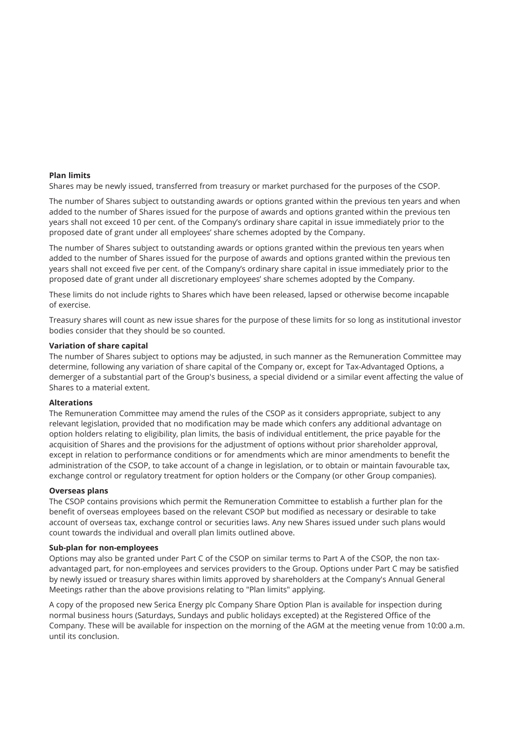**Plan limits**

Shares may be newly issued, transferred from treasury or market purchased for the purposes of the CSOP.

The number of Shares subject to outstanding awards or options granted within the previous ten years and when added to the number of Shares issued for the purpose of awards and options granted within the previous ten years shall not exceed 10 per cent. of the Company's ordinary share capital in issue immediately prior to the proposed date of grant under all employees' share schemes adopted by the Company.

The number of Shares subject to outstanding awards or options granted within the previous ten years when added to the number of Shares issued for the purpose of awards and options granted within the previous ten years shall not exceed five per cent. of the Company's ordinary share capital in issue immediately prior to the proposed date of grant under all discretionary employees' share schemes adopted by the Company.

These limits do not include rights to Shares which have been released, lapsed or otherwise become incapable of exercise.

Treasury shares will count as new issue shares for the purpose of these limits for so long as institutional investor bodies consider that they should be so counted.

**Variation of share capital**

The number of Shares subject to options may be adjusted, in such manner as the Remuneration Committee may determine, following any variation of share capital of the Company or, except for Tax-Advantaged Options, a demerger of a substantial part of the Group's business, a special dividend or a similar event affecting the value of Shares to a material extent.

**Alterations**

The Remuneration Committee may amend the rules of the CSOP as it considers appropriate, subject to any relevant legislation, provided that no modification may be made which confers any additional advantage on option holders relating to eligibility, plan limits, the basis of individual entitlement, the price payable for the acquisition of Shares and the provisions for the adjustment of options without prior shareholder approval, except in relation to performance conditions or for amendments which are minor amendments to benefit the administration of the CSOP, to take account of a change in legislation, or to obtain or maintain favourable tax, exchange control or regulatory treatment for option holders or the Company (or other Group companies).

**Overseas plans**

The CSOP contains provisions which permit the Remuneration Committee to establish a further plan for the benefit of overseas employees based on the relevant CSOP but modified as necessary or desirable to take account of overseas tax, exchange control or securities laws. Any new Shares issued under such plans would count towards the individual and overall plan limits outlined above.

**Sub-plan for non-employees**

Options may also be granted under Part C of the CSOP on similar terms to Part A of the CSOP, the non tax-advantaged part, for non-employees and services providers to the Group. Options under Part C may be satisfied by newly issued or treasury shares within limits approved by shareholders at the Company's Annual General Meetings rather than the above provisions relating to "Plan limits" applying.

A copy of the proposed new Serica Energy plc Company Share Option Plan is available for inspection during normal business hours (Saturdays, Sundays and public holidays excepted) at the Registered Office of the Company. These will be available for inspection on the morning of the AGM at the meeting venue from 10:00 a.m. until its conclusion.